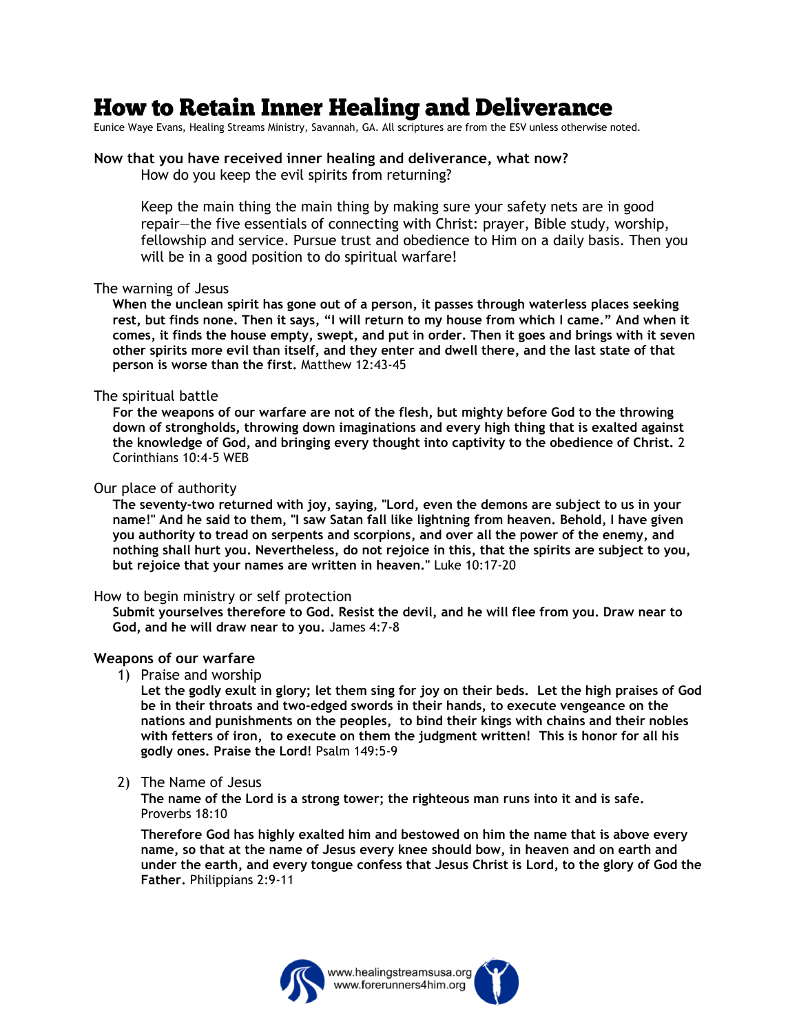# How to Retain Inner Healing and Deliverance

Eunice Waye Evans, Healing Streams Ministry, Savannah, GA. All scriptures are from the ESV unless otherwise noted.

**Now that you have received inner healing and deliverance, what now?**

How do you keep the evil spirits from returning?

Keep the main thing the main thing by making sure your safety nets are in good repair—the five essentials of connecting with Christ: prayer, Bible study, worship, fellowship and service. Pursue trust and obedience to Him on a daily basis. Then you will be in a good position to do spiritual warfare!

The warning of Jesus

**When the unclean spirit has gone out of a person, it passes through waterless places seeking rest, but finds none. Then it says, "I will return to my house from which I came." And when it comes, it finds the house empty, swept, and put in order. Then it goes and brings with it seven other spirits more evil than itself, and they enter and dwell there, and the last state of that person is worse than the first.** Matthew 12:43-45

The spiritual battle

**For the weapons of our warfare are not of the flesh, but mighty before God to the throwing down of strongholds, throwing down imaginations and every high thing that is exalted against the knowledge of God, and bringing every thought into captivity to the obedience of Christ.** 2 Corinthians 10:4-5 WEB

Our place of authority

**The seventy-two returned with joy, saying, "Lord, even the demons are subject to us in your name!" And he said to them, "I saw Satan fall like lightning from heaven. Behold, I have given you authority to tread on serpents and scorpions, and over all the power of the enemy, and nothing shall hurt you. Nevertheless, do not rejoice in this, that the spirits are subject to you, but rejoice that your names are written in heaven."** Luke 10:17-20

How to begin ministry or self protection

**Submit yourselves therefore to God. Resist the devil, and he will flee from you. Draw near to God, and he will draw near to you.** James 4:7-8

**Weapons of our warfare**

1) Praise and worship

   **Let the godly exult in glory; let them sing for joy on their beds. Let the high praises of God be in their throats and two-edged swords in their hands, to execute vengeance on the nations and punishments on the peoples, to bind their kings with chains and their nobles with fetters of iron, to execute on them the judgment written! This is honor for all his godly ones. Praise the Lord!** Psalm 149:5-9

2) The Name of Jesus

   **The name of the Lord is a strong tower; the righteous man runs into it and is safe.** Proverbs 18:10

   **Therefore God has highly exalted him and bestowed on him the name that is above every name, so that at the name of Jesus every knee should bow, in heaven and on earth and under the earth, and every tongue confess that Jesus Christ is Lord, to the glory of God the Father.** Philippians 2:9-11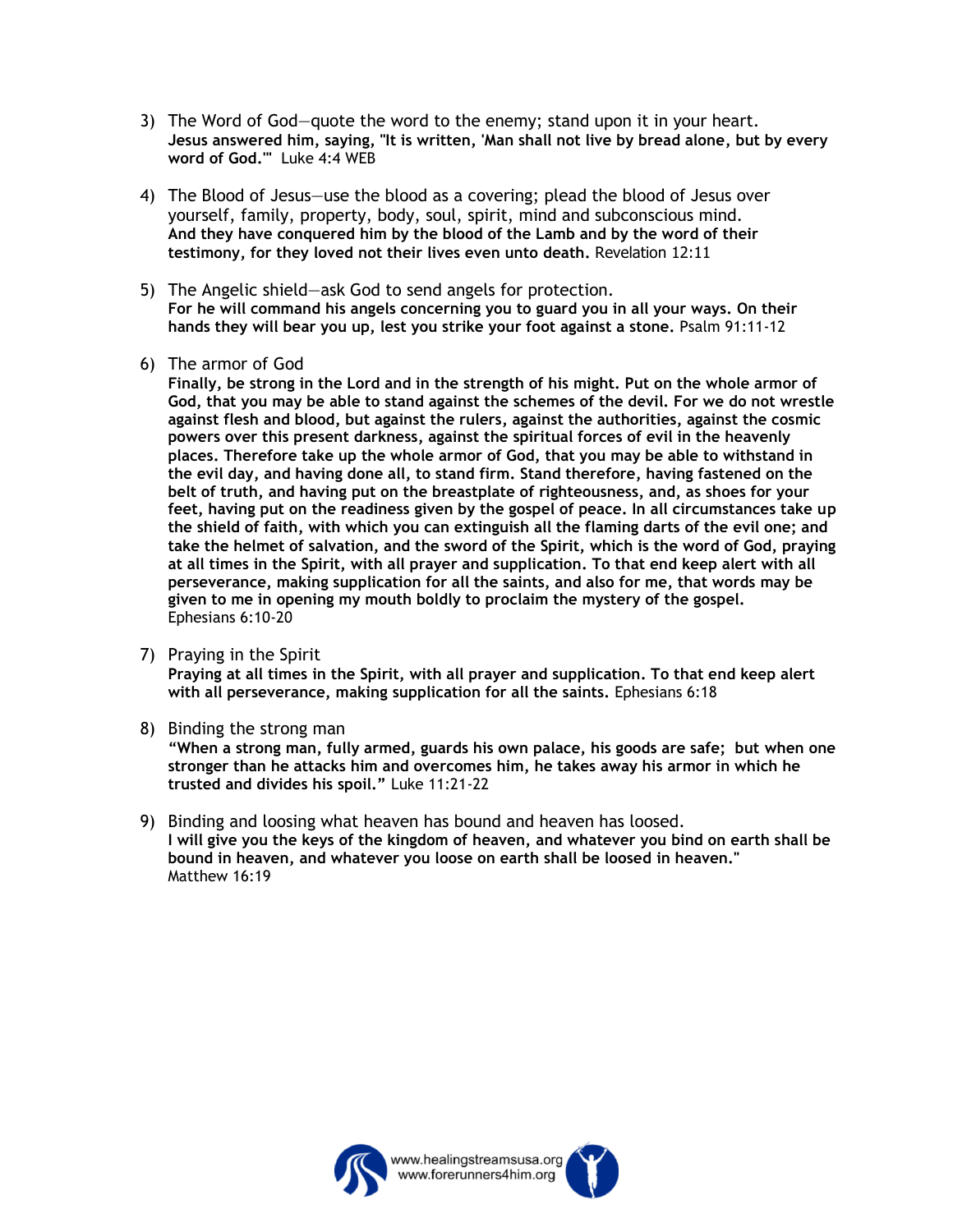3) The Word of God—quote the word to the enemy; stand upon it in your heart.
   **Jesus answered him, saying, "It is written, 'Man shall not live by bread alone, but by every word of God.'"** Luke 4:4 WEB

4) The Blood of Jesus—use the blood as a covering; plead the blood of Jesus over yourself, family, property, body, soul, spirit, mind and subconscious mind.
   **And they have conquered him by the blood of the Lamb and by the word of their testimony, for they loved not their lives even unto death.** Revelation 12:11

5) The Angelic shield—ask God to send angels for protection.
   **For he will command his angels concerning you to guard you in all your ways. On their hands they will bear you up, lest you strike your foot against a stone.** Psalm 91:11-12

6) The armor of God
   **Finally, be strong in the Lord and in the strength of his might. Put on the whole armor of God, that you may be able to stand against the schemes of the devil. For we do not wrestle against flesh and blood, but against the rulers, against the authorities, against the cosmic powers over this present darkness, against the spiritual forces of evil in the heavenly places. Therefore take up the whole armor of God, that you may be able to withstand in the evil day, and having done all, to stand firm. Stand therefore, having fastened on the belt of truth, and having put on the breastplate of righteousness, and, as shoes for your feet, having put on the readiness given by the gospel of peace. In all circumstances take up the shield of faith, with which you can extinguish all the flaming darts of the evil one; and take the helmet of salvation, and the sword of the Spirit, which is the word of God, praying at all times in the Spirit, with all prayer and supplication. To that end keep alert with all perseverance, making supplication for all the saints, and also for me, that words may be given to me in opening my mouth boldly to proclaim the mystery of the gospel.**
   Ephesians 6:10-20

7) Praying in the Spirit
   **Praying at all times in the Spirit, with all prayer and supplication. To that end keep alert with all perseverance, making supplication for all the saints.** Ephesians 6:18

8) Binding the strong man
   **"When a strong man, fully armed, guards his own palace, his goods are safe; but when one stronger than he attacks him and overcomes him, he takes away his armor in which he trusted and divides his spoil."** Luke 11:21-22

9) Binding and loosing what heaven has bound and heaven has loosed.
   **I will give you the keys of the kingdom of heaven, and whatever you bind on earth shall be bound in heaven, and whatever you loose on earth shall be loosed in heaven."**
   Matthew 16:19

www.healingstreamsusa.org
www.forerunners4him.org